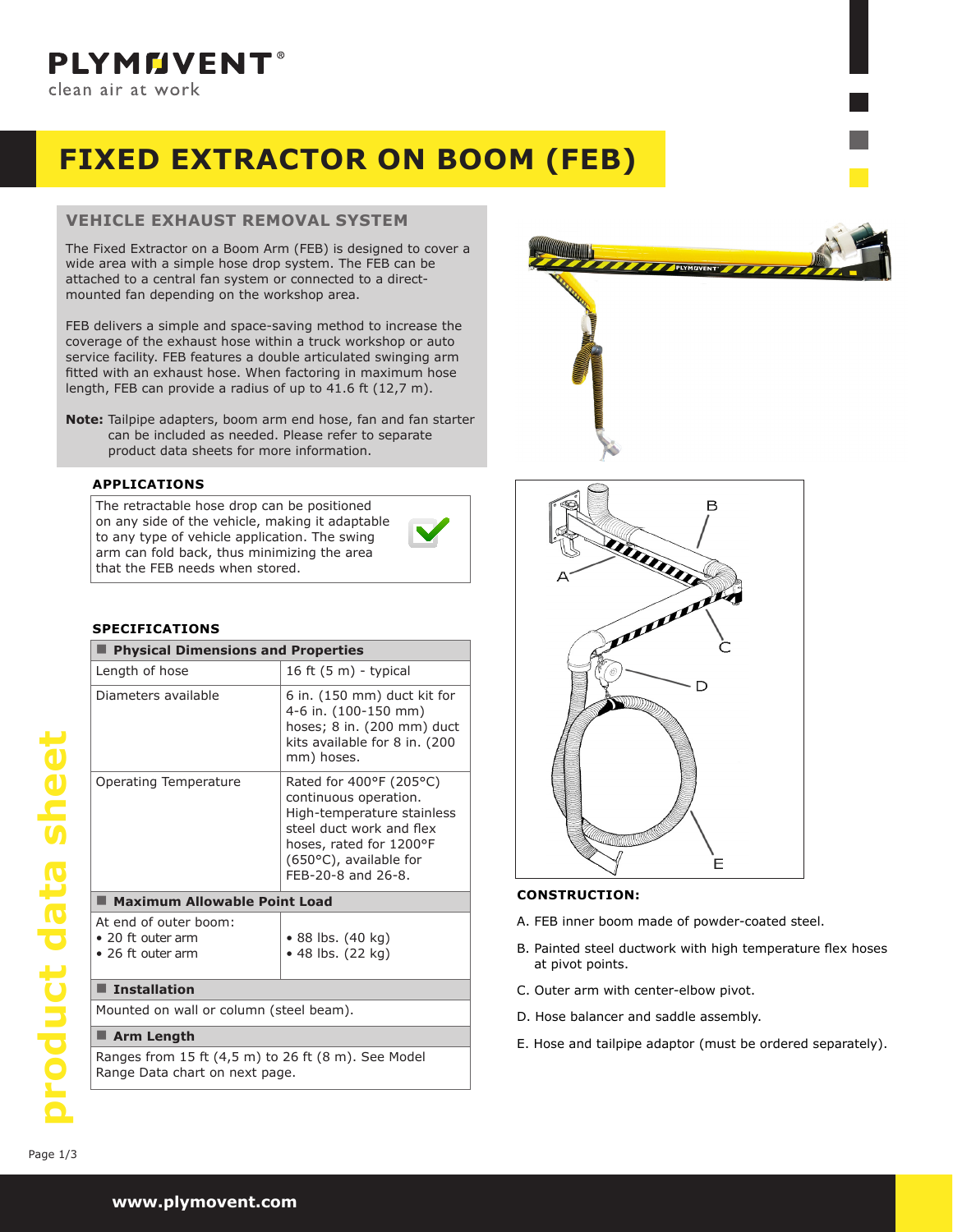PLYMOVENT®
clean air at work

# FIXED EXTRACTOR ON BOOM (FEB)

## VEHICLE EXHAUST REMOVAL SYSTEM

The Fixed Extractor on a Boom Arm (FEB) is designed to cover a wide area with a simple hose drop system. The FEB can be attached to a central fan system or connected to a direct-mounted fan depending on the workshop area.

FEB delivers a simple and space-saving method to increase the coverage of the exhaust hose within a truck workshop or auto service facility. FEB features a double articulated swinging arm fitted with an exhaust hose. When factoring in maximum hose length, FEB can provide a radius of up to 41.6 ft (12,7 m).

**Note:** Tailpipe adapters, boom arm end hose, fan and fan starter can be included as needed. Please refer to separate product data sheets for more information.

### APPLICATIONS

The retractable hose drop can be positioned on any side of the vehicle, making it adaptable to any type of vehicle application. The swing arm can fold back, thus minimizing the area that the FEB needs when stored.

### SPECIFICATIONS

| **Physical Dimensions and Properties** | |
|---|---|
| Length of hose | 16 ft (5 m) - typical |
| Diameters available | 6 in. (150 mm) duct kit for 4-6 in. (100-150 mm) hoses; 8 in. (200 mm) duct kits available for 8 in. (200 mm) hoses. |
| Operating Temperature | Rated for 400°F (205°C) continuous operation. High-temperature stainless steel duct work and flex hoses, rated for 1200°F (650°C), available for FEB-20-8 and 26-8. |
| **Maximum Allowable Point Load** | |
| At end of outer boom:<br>• 20 ft outer arm<br>• 26 ft outer arm | <br>• 88 lbs. (40 kg)<br>• 48 lbs. (22 kg) |
| **Installation** | |
| Mounted on wall or column (steel beam). | |
| **Arm Length** | |
| Ranges from 15 ft (4,5 m) to 26 ft (8 m). See Model Range Data chart on next page. | |

### CONSTRUCTION:

A. FEB inner boom made of powder-coated steel.

B. Painted steel ductwork with high temperature flex hoses at pivot points.

C. Outer arm with center-elbow pivot.

D. Hose balancer and saddle assembly.

E. Hose and tailpipe adaptor (must be ordered separately).

www.plymovent.com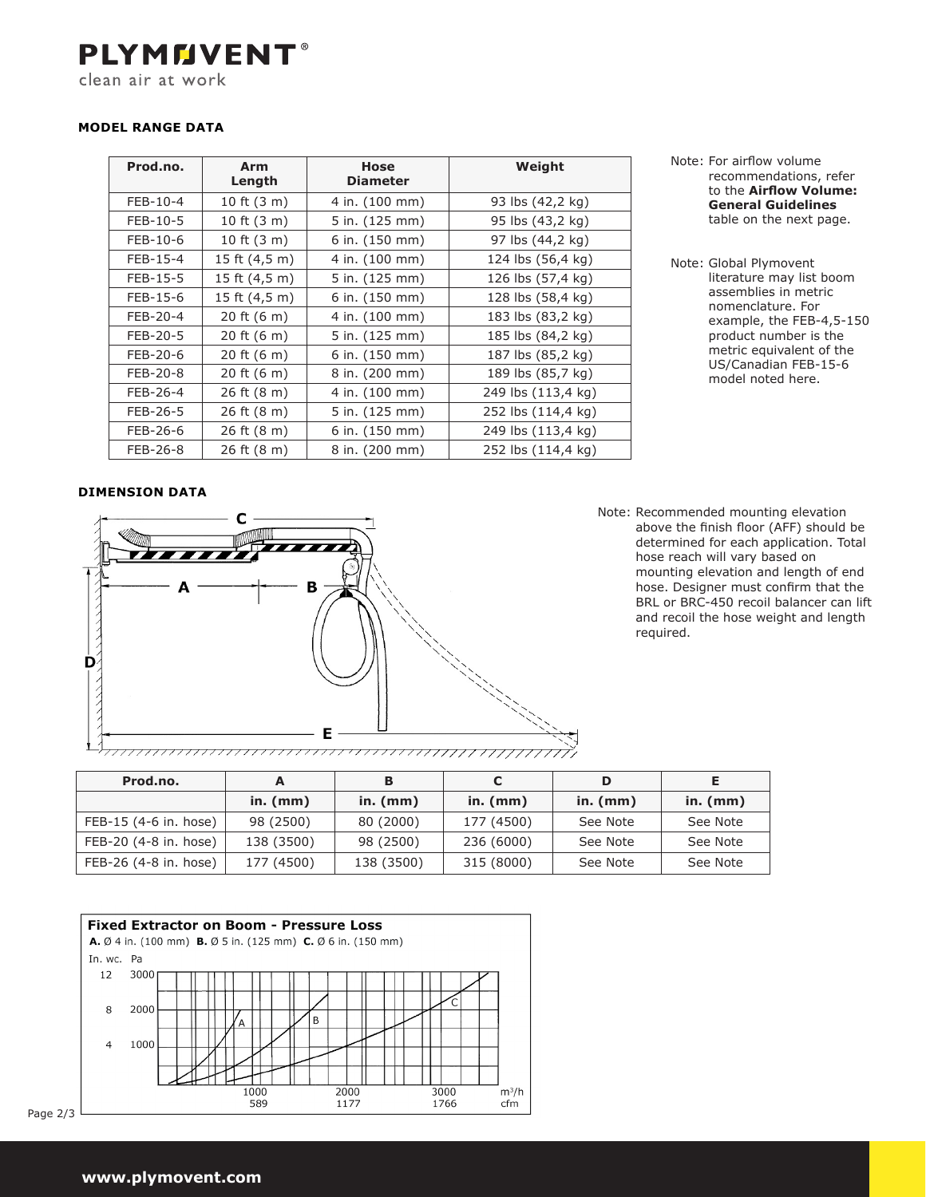PLYMOVENT®

clean air at work

**MODEL RANGE DATA**

| Prod.no. | Arm Length | Hose Diameter | Weight |
|---|---|---|---|
| FEB-10-4 | 10 ft (3 m) | 4 in. (100 mm) | 93 lbs (42,2 kg) |
| FEB-10-5 | 10 ft (3 m) | 5 in. (125 mm) | 95 lbs (43,2 kg) |
| FEB-10-6 | 10 ft (3 m) | 6 in. (150 mm) | 97 lbs (44,2 kg) |
| FEB-15-4 | 15 ft (4,5 m) | 4 in. (100 mm) | 124 lbs (56,4 kg) |
| FEB-15-5 | 15 ft (4,5 m) | 5 in. (125 mm) | 126 lbs (57,4 kg) |
| FEB-15-6 | 15 ft (4,5 m) | 6 in. (150 mm) | 128 lbs (58,4 kg) |
| FEB-20-4 | 20 ft (6 m) | 4 in. (100 mm) | 183 lbs (83,2 kg) |
| FEB-20-5 | 20 ft (6 m) | 5 in. (125 mm) | 185 lbs (84,2 kg) |
| FEB-20-6 | 20 ft (6 m) | 6 in. (150 mm) | 187 lbs (85,2 kg) |
| FEB-20-8 | 20 ft (6 m) | 8 in. (200 mm) | 189 lbs (85,7 kg) |
| FEB-26-4 | 26 ft (8 m) | 4 in. (100 mm) | 249 lbs (113,4 kg) |
| FEB-26-5 | 26 ft (8 m) | 5 in. (125 mm) | 252 lbs (114,4 kg) |
| FEB-26-6 | 26 ft (8 m) | 6 in. (150 mm) | 249 lbs (113,4 kg) |
| FEB-26-8 | 26 ft (8 m) | 8 in. (200 mm) | 252 lbs (114,4 kg) |

Note: For airflow volume recommendations, refer to the **Airflow Volume: General Guidelines** table on the next page.

Note: Global Plymovent literature may list boom assemblies in metric nomenclature. For example, the FEB-4,5-150 product number is the metric equivalent of the US/Canadian FEB-15-6 model noted here.

**DIMENSION DATA**

Note: Recommended mounting elevation above the finish floor (AFF) should be determined for each application. Total hose reach will vary based on mounting elevation and length of end hose. Designer must confirm that the BRL or BRC-450 recoil balancer can lift and recoil the hose weight and length required.

| Prod.no. | A | B | C | D | E |
|---|---|---|---|---|---|
| | in. (mm) | in. (mm) | in. (mm) | in. (mm) | in. (mm) |
| FEB-15 (4-6 in. hose) | 98 (2500) | 80 (2000) | 177 (4500) | See Note | See Note |
| FEB-20 (4-8 in. hose) | 138 (3500) | 98 (2500) | 236 (6000) | See Note | See Note |
| FEB-26 (4-8 in. hose) | 177 (4500) | 138 (3500) | 315 (8000) | See Note | See Note |

**Fixed Extractor on Boom - Pressure Loss**

**A.** Ø 4 in. (100 mm) **B.** Ø 5 in. (125 mm) **C.** Ø 6 in. (150 mm)

www.plymovent.com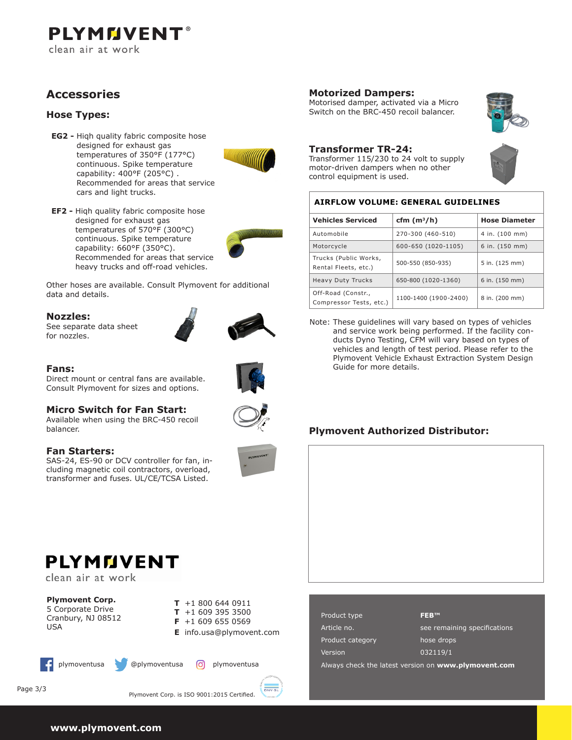PLYMOVENT®
clean air at work

# Accessories

## Hose Types:

**EG2 -** Hiqh quality fabric composite hose designed for exhaust gas temperatures of 350°F (177°C) continuous. Spike temperature capability: 400°F (205°C) . Recommended for areas that service cars and light trucks.

**EF2 -** Hiqh quality fabric composite hose designed for exhaust gas temperatures of 570°F (300°C) continuous. Spike temperature capability: 660°F (350°C). Recommended for areas that service heavy trucks and off-road vehicles.

Other hoses are available. Consult Plymovent for additional data and details.

## Nozzles:

See separate data sheet for nozzles.

## Fans:

Direct mount or central fans are available. Consult Plymovent for sizes and options.

## Micro Switch for Fan Start:

Available when using the BRC-450 recoil balancer.

## Fan Starters:

SAS-24, ES-90 or DCV controller for fan, including magnetic coil contractors, overload, transformer and fuses. UL/CE/TCSA Listed.

## Motorized Dampers:

Motorised damper, activated via a Micro Switch on the BRC-450 recoil balancer.

## Transformer TR-24:

Transformer 115/230 to 24 volt to supply motor-driven dampers when no other control equipment is used.

**AIRFLOW VOLUME: GENERAL GUIDELINES**

| Vehicles Serviced | cfm (m³/h) | Hose Diameter |
|---|---|---|
| Automobile | 270-300 (460-510) | 4 in. (100 mm) |
| Motorcycle | 600-650 (1020-1105) | 6 in. (150 mm) |
| Trucks (Public Works, Rental Fleets, etc.) | 500-550 (850-935) | 5 in. (125 mm) |
| Heavy Duty Trucks | 650-800 (1020-1360) | 6 in. (150 mm) |
| Off-Road (Constr., Compressor Tests, etc.) | 1100-1400 (1900-2400) | 8 in. (200 mm) |

Note: These guidelines will vary based on types of vehicles and service work being performed. If the facility conducts Dyno Testing, CFM will vary based on types of vehicles and length of test period. Please refer to the Plymovent Vehicle Exhaust Extraction System Design Guide for more details.

## Plymovent Authorized Distributor:

PLYMOVENT
clean air at work

**Plymovent Corp.**
5 Corporate Drive
Cranbury, NJ 08512
USA

**T** +1 800 644 0911
**T** +1 609 395 3500
**F** +1 609 655 0569
**E** info.usa@plymovent.com

plymoventusa @plymoventusa plymoventusa

Plymovent Corp. is ISO 9001:2015 Certified.

| | |
|---|---|
| Product type | **FEB™** |
| Article no. | see remaining specifications |
| Product category | hose drops |
| Version | 032119/1 |

Always check the latest version on **www.plymovent.com**

**www.plymovent.com**